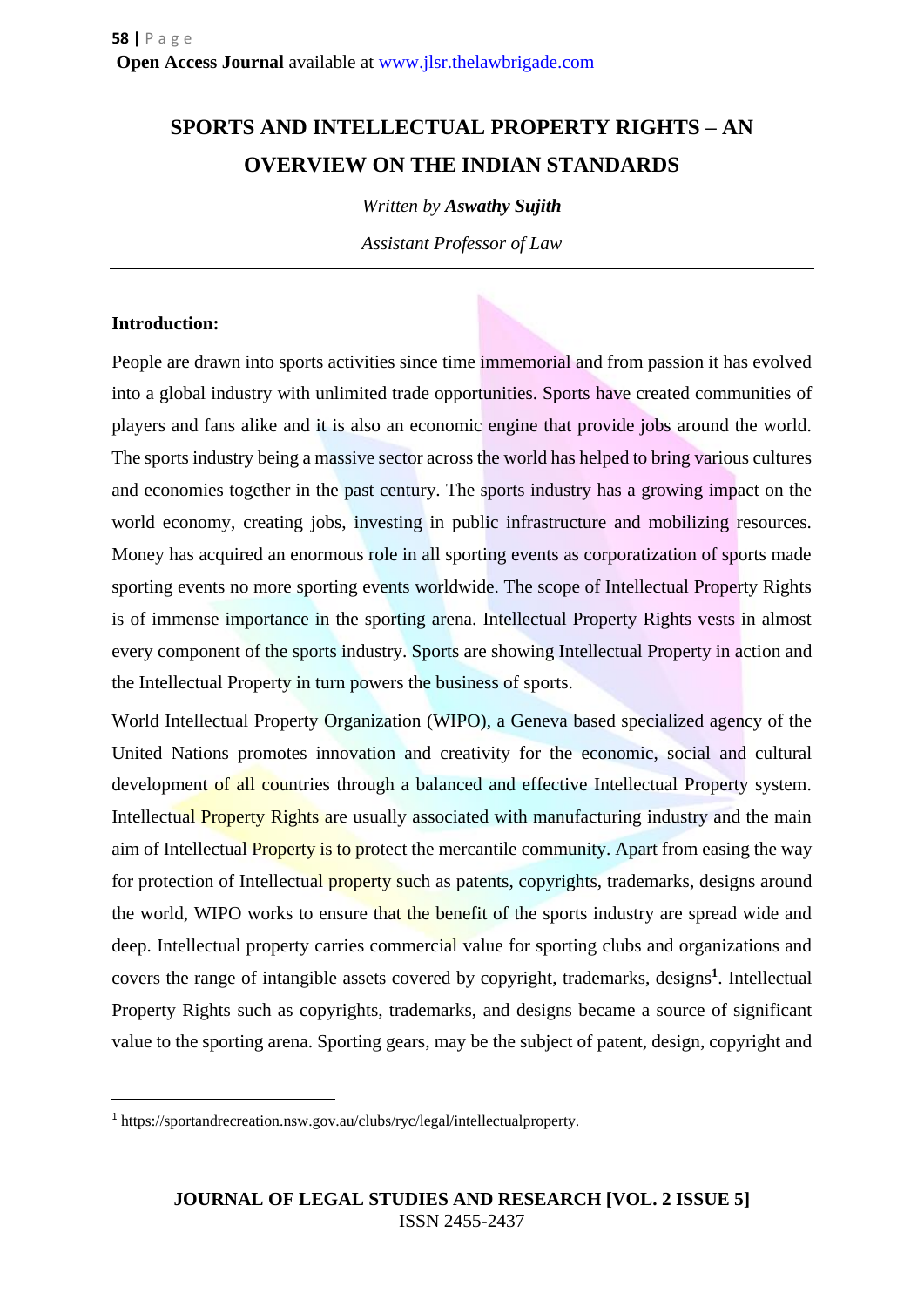# SPORTS AND INTELLECTUAL PROPERTY RIGHTS – AN OVERVIEW ON THE INDIAN STANDARDS

*Written by **Aswathy Sujith***

*Assistant Professor of Law*

---

**Introduction:**

People are drawn into sports activities since time immemorial and from passion it has evolved into a global industry with unlimited trade opportunities. Sports have created communities of players and fans alike and it is also an economic engine that provide jobs around the world. The sports industry being a massive sector across the world has helped to bring various cultures and economies together in the past century. The sports industry has a growing impact on the world economy, creating jobs, investing in public infrastructure and mobilizing resources. Money has acquired an enormous role in all sporting events as corporatization of sports made sporting events no more sporting events worldwide. The scope of Intellectual Property Rights is of immense importance in the sporting arena. Intellectual Property Rights vests in almost every component of the sports industry. Sports are showing Intellectual Property in action and the Intellectual Property in turn powers the business of sports.

World Intellectual Property Organization (WIPO), a Geneva based specialized agency of the United Nations promotes innovation and creativity for the economic, social and cultural development of all countries through a balanced and effective Intellectual Property system. Intellectual Property Rights are usually associated with manufacturing industry and the main aim of Intellectual Property is to protect the mercantile community. Apart from easing the way for protection of Intellectual property such as patents, copyrights, trademarks, designs around the world, WIPO works to ensure that the benefit of the sports industry are spread wide and deep. Intellectual property carries commercial value for sporting clubs and organizations and covers the range of intangible assets covered by copyright, trademarks, designs[1]. Intellectual Property Rights such as copyrights, trademarks, and designs became a source of significant value to the sporting arena. Sporting gears, may be the subject of patent, design, copyright and

---

[1] https://sportandrecreation.nsw.gov.au/clubs/ryc/legal/intellectualproperty.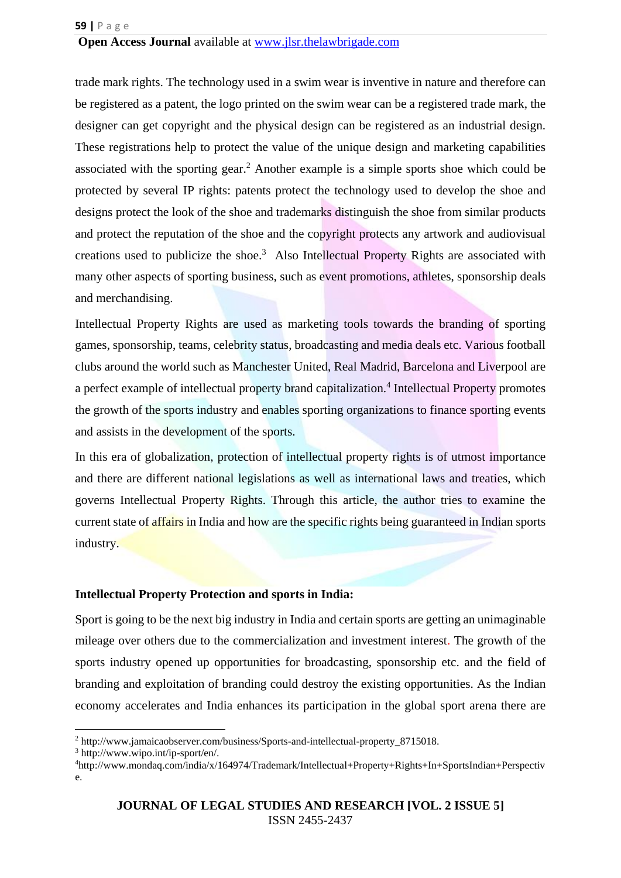trade mark rights. The technology used in a swim wear is inventive in nature and therefore can be registered as a patent, the logo printed on the swim wear can be a registered trade mark, the designer can get copyright and the physical design can be registered as an industrial design. These registrations help to protect the value of the unique design and marketing capabilities associated with the sporting gear.[2] Another example is a simple sports shoe which could be protected by several IP rights: patents protect the technology used to develop the shoe and designs protect the look of the shoe and trademarks distinguish the shoe from similar products and protect the reputation of the shoe and the copyright protects any artwork and audiovisual creations used to publicize the shoe.[3] Also Intellectual Property Rights are associated with many other aspects of sporting business, such as event promotions, athletes, sponsorship deals and merchandising.

Intellectual Property Rights are used as marketing tools towards the branding of sporting games, sponsorship, teams, celebrity status, broadcasting and media deals etc. Various football clubs around the world such as Manchester United, Real Madrid, Barcelona and Liverpool are a perfect example of intellectual property brand capitalization.[4] Intellectual Property promotes the growth of the sports industry and enables sporting organizations to finance sporting events and assists in the development of the sports.

In this era of globalization, protection of intellectual property rights is of utmost importance and there are different national legislations as well as international laws and treaties, which governs Intellectual Property Rights. Through this article, the author tries to examine the current state of affairs in India and how are the specific rights being guaranteed in Indian sports industry.

**Intellectual Property Protection and sports in India:**

Sport is going to be the next big industry in India and certain sports are getting an unimaginable mileage over others due to the commercialization and investment interest. The growth of the sports industry opened up opportunities for broadcasting, sponsorship etc. and the field of branding and exploitation of branding could destroy the existing opportunities. As the Indian economy accelerates and India enhances its participation in the global sport arena there are

---

[2] http://www.jamaicaobserver.com/business/Sports-and-intellectual-property_8715018.

[3] http://www.wipo.int/ip-sport/en/.

[4] http://www.mondaq.com/india/x/164974/Trademark/Intellectual+Property+Rights+In+SportsIndian+Perspective.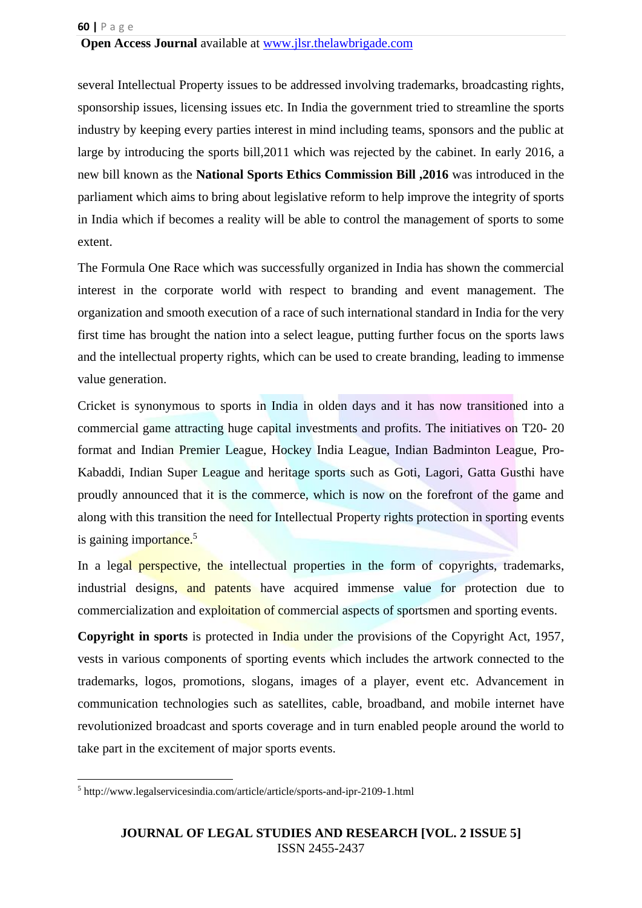several Intellectual Property issues to be addressed involving trademarks, broadcasting rights, sponsorship issues, licensing issues etc. In India the government tried to streamline the sports industry by keeping every parties interest in mind including teams, sponsors and the public at large by introducing the sports bill,2011 which was rejected by the cabinet. In early 2016, a new bill known as the **National Sports Ethics Commission Bill ,2016** was introduced in the parliament which aims to bring about legislative reform to help improve the integrity of sports in India which if becomes a reality will be able to control the management of sports to some extent.

The Formula One Race which was successfully organized in India has shown the commercial interest in the corporate world with respect to branding and event management. The organization and smooth execution of a race of such international standard in India for the very first time has brought the nation into a select league, putting further focus on the sports laws and the intellectual property rights, which can be used to create branding, leading to immense value generation.

Cricket is synonymous to sports in India in olden days and it has now transitioned into a commercial game attracting huge capital investments and profits. The initiatives on T20- 20 format and Indian Premier League, Hockey India League, Indian Badminton League, Pro-Kabaddi, Indian Super League and heritage sports such as Goti, Lagori, Gatta Gusthi have proudly announced that it is the commerce, which is now on the forefront of the game and along with this transition the need for Intellectual Property rights protection in sporting events is gaining importance.[5]

In a legal perspective, the intellectual properties in the form of copyrights, trademarks, industrial designs, and patents have acquired immense value for protection due to commercialization and exploitation of commercial aspects of sportsmen and sporting events.

**Copyright in sports** is protected in India under the provisions of the Copyright Act, 1957, vests in various components of sporting events which includes the artwork connected to the trademarks, logos, promotions, slogans, images of a player, event etc. Advancement in communication technologies such as satellites, cable, broadband, and mobile internet have revolutionized broadcast and sports coverage and in turn enabled people around the world to take part in the excitement of major sports events.

[5] http://www.legalservicesindia.com/article/article/sports-and-ipr-2109-1.html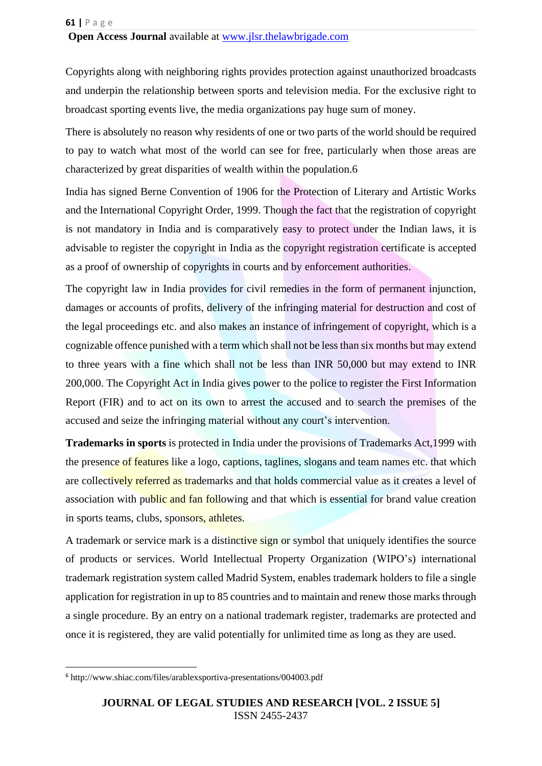Copyrights along with neighboring rights provides protection against unauthorized broadcasts and underpin the relationship between sports and television media. For the exclusive right to broadcast sporting events live, the media organizations pay huge sum of money.

There is absolutely no reason why residents of one or two parts of the world should be required to pay to watch what most of the world can see for free, particularly when those areas are characterized by great disparities of wealth within the population.[6]

India has signed Berne Convention of 1906 for the Protection of Literary and Artistic Works and the International Copyright Order, 1999. Though the fact that the registration of copyright is not mandatory in India and is comparatively easy to protect under the Indian laws, it is advisable to register the copyright in India as the copyright registration certificate is accepted as a proof of ownership of copyrights in courts and by enforcement authorities.

The copyright law in India provides for civil remedies in the form of permanent injunction, damages or accounts of profits, delivery of the infringing material for destruction and cost of the legal proceedings etc. and also makes an instance of infringement of copyright, which is a cognizable offence punished with a term which shall not be less than six months but may extend to three years with a fine which shall not be less than INR 50,000 but may extend to INR 200,000. The Copyright Act in India gives power to the police to register the First Information Report (FIR) and to act on its own to arrest the accused and to search the premises of the accused and seize the infringing material without any court's intervention.

**Trademarks in sports** is protected in India under the provisions of Trademarks Act,1999 with the presence of features like a logo, captions, taglines, slogans and team names etc. that which are collectively referred as trademarks and that holds commercial value as it creates a level of association with public and fan following and that which is essential for brand value creation in sports teams, clubs, sponsors, athletes.

A trademark or service mark is a distinctive sign or symbol that uniquely identifies the source of products or services. World Intellectual Property Organization (WIPO's) international trademark registration system called Madrid System, enables trademark holders to file a single application for registration in up to 85 countries and to maintain and renew those marks through a single procedure. By an entry on a national trademark register, trademarks are protected and once it is registered, they are valid potentially for unlimited time as long as they are used.

---

[6] http://www.shiac.com/files/arablexsportiva-presentations/004003.pdf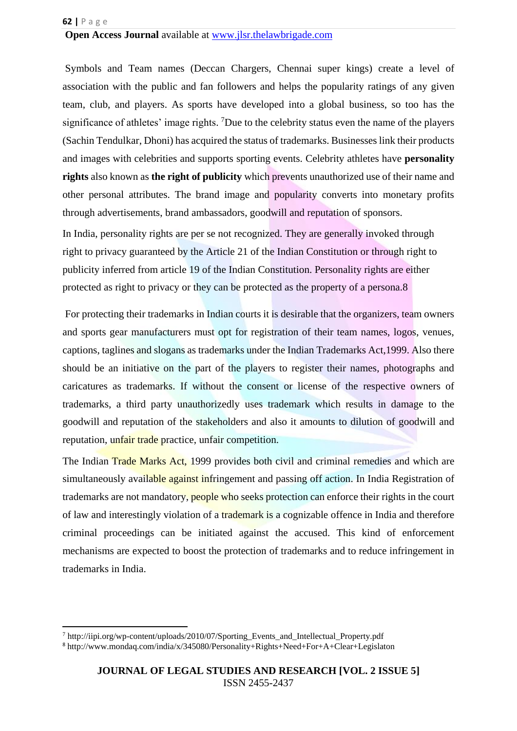Symbols and Team names (Deccan Chargers, Chennai super kings) create a level of association with the public and fan followers and helps the popularity ratings of any given team, club, and players. As sports have developed into a global business, so too has the significance of athletes' image rights. [7]Due to the celebrity status even the name of the players (Sachin Tendulkar, Dhoni) has acquired the status of trademarks. Businesses link their products and images with celebrities and supports sporting events. Celebrity athletes have **personality rights** also known as **the right of publicity** which prevents unauthorized use of their name and other personal attributes. The brand image and popularity converts into monetary profits through advertisements, brand ambassadors, goodwill and reputation of sponsors.

In India, personality rights are per se not recognized. They are generally invoked through right to privacy guaranteed by the Article 21 of the Indian Constitution or through right to publicity inferred from article 19 of the Indian Constitution. Personality rights are either protected as right to privacy or they can be protected as the property of a persona.8

For protecting their trademarks in Indian courts it is desirable that the organizers, team owners and sports gear manufacturers must opt for registration of their team names, logos, venues, captions, taglines and slogans as trademarks under the Indian Trademarks Act,1999. Also there should be an initiative on the part of the players to register their names, photographs and caricatures as trademarks. If without the consent or license of the respective owners of trademarks, a third party unauthorizedly uses trademark which results in damage to the goodwill and reputation of the stakeholders and also it amounts to dilution of goodwill and reputation, unfair trade practice, unfair competition.

The Indian Trade Marks Act, 1999 provides both civil and criminal remedies and which are simultaneously available against infringement and passing off action. In India Registration of trademarks are not mandatory, people who seeks protection can enforce their rights in the court of law and interestingly violation of a trademark is a cognizable offence in India and therefore criminal proceedings can be initiated against the accused. This kind of enforcement mechanisms are expected to boost the protection of trademarks and to reduce infringement in trademarks in India.

---

[7] http://iipi.org/wp-content/uploads/2010/07/Sporting_Events_and_Intellectual_Property.pdf

[8] http://www.mondaq.com/india/x/345080/Personality+Rights+Need+For+A+Clear+Legislaton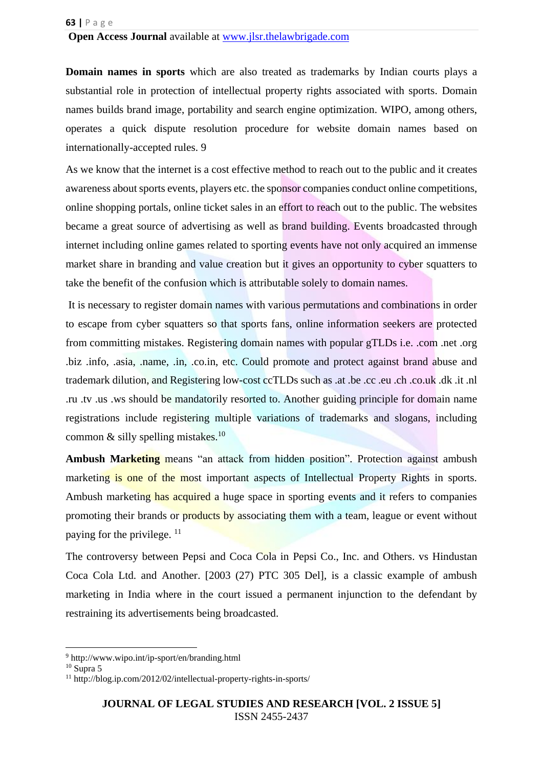**Domain names in sports** which are also treated as trademarks by Indian courts plays a substantial role in protection of intellectual property rights associated with sports. Domain names builds brand image, portability and search engine optimization. WIPO, among others, operates a quick dispute resolution procedure for website domain names based on internationally-accepted rules. 9

As we know that the internet is a cost effective method to reach out to the public and it creates awareness about sports events, players etc. the sponsor companies conduct online competitions, online shopping portals, online ticket sales in an effort to reach out to the public. The websites became a great source of advertising as well as brand building. Events broadcasted through internet including online games related to sporting events have not only acquired an immense market share in branding and value creation but it gives an opportunity to cyber squatters to take the benefit of the confusion which is attributable solely to domain names.

It is necessary to register domain names with various permutations and combinations in order to escape from cyber squatters so that sports fans, online information seekers are protected from committing mistakes. Registering domain names with popular gTLDs i.e. .com .net .org .biz .info, .asia, .name, .in, .co.in, etc. Could promote and protect against brand abuse and trademark dilution, and Registering low-cost ccTLDs such as .at .be .cc .eu .ch .co.uk .dk .it .nl .ru .tv .us .ws should be mandatorily resorted to. Another guiding principle for domain name registrations include registering multiple variations of trademarks and slogans, including common & silly spelling mistakes.[10]

**Ambush Marketing** means “an attack from hidden position”. Protection against ambush marketing is one of the most important aspects of Intellectual Property Rights in sports. Ambush marketing has acquired a huge space in sporting events and it refers to companies promoting their brands or products by associating them with a team, league or event without paying for the privilege. [11]

The controversy between Pepsi and Coca Cola in Pepsi Co., Inc. and Others. vs Hindustan Coca Cola Ltd. and Another. [2003 (27) PTC 305 Del], is a classic example of ambush marketing in India where in the court issued a permanent injunction to the defendant by restraining its advertisements being broadcasted.

---

[9] http://www.wipo.int/ip-sport/en/branding.html

[10] Supra 5

[11] http://blog.ip.com/2012/02/intellectual-property-rights-in-sports/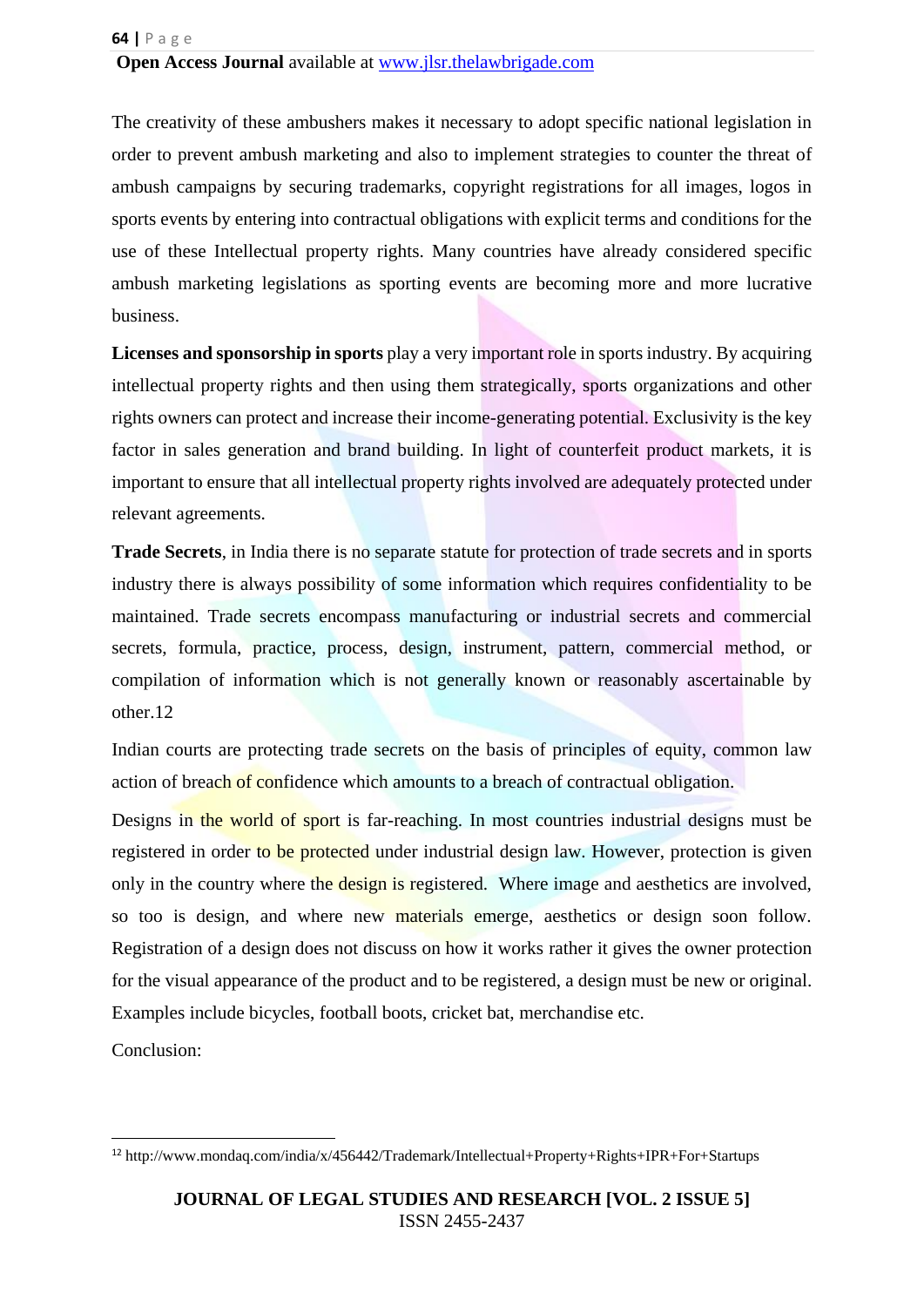The creativity of these ambushers makes it necessary to adopt specific national legislation in order to prevent ambush marketing and also to implement strategies to counter the threat of ambush campaigns by securing trademarks, copyright registrations for all images, logos in sports events by entering into contractual obligations with explicit terms and conditions for the use of these Intellectual property rights. Many countries have already considered specific ambush marketing legislations as sporting events are becoming more and more lucrative business.

**Licenses and sponsorship in sports** play a very important role in sports industry. By acquiring intellectual property rights and then using them strategically, sports organizations and other rights owners can protect and increase their income-generating potential. Exclusivity is the key factor in sales generation and brand building. In light of counterfeit product markets, it is important to ensure that all intellectual property rights involved are adequately protected under relevant agreements.

**Trade Secrets**, in India there is no separate statute for protection of trade secrets and in sports industry there is always possibility of some information which requires confidentiality to be maintained. Trade secrets encompass manufacturing or industrial secrets and commercial secrets, formula, practice, process, design, instrument, pattern, commercial method, or compilation of information which is not generally known or reasonably ascertainable by other.12

Indian courts are protecting trade secrets on the basis of principles of equity, common law action of breach of confidence which amounts to a breach of contractual obligation.

Designs in the world of sport is far-reaching. In most countries industrial designs must be registered in order to be protected under industrial design law. However, protection is given only in the country where the design is registered. Where image and aesthetics are involved, so too is design, and where new materials emerge, aesthetics or design soon follow. Registration of a design does not discuss on how it works rather it gives the owner protection for the visual appearance of the product and to be registered, a design must be new or original. Examples include bicycles, football boots, cricket bat, merchandise etc.

Conclusion:

---

[12] http://www.mondaq.com/india/x/456442/Trademark/Intellectual+Property+Rights+IPR+For+Startups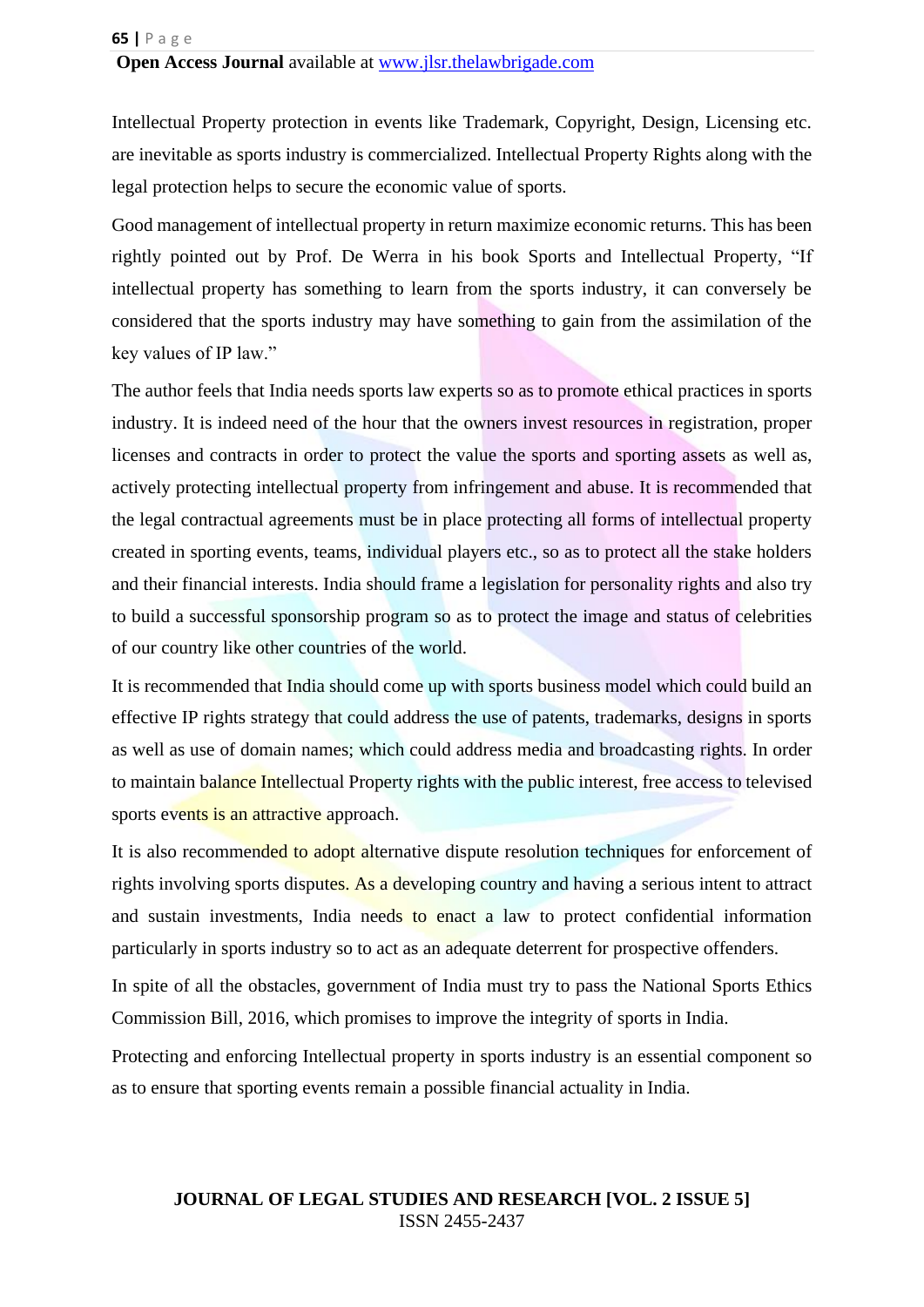Intellectual Property protection in events like Trademark, Copyright, Design, Licensing etc. are inevitable as sports industry is commercialized. Intellectual Property Rights along with the legal protection helps to secure the economic value of sports.

Good management of intellectual property in return maximize economic returns. This has been rightly pointed out by Prof. De Werra in his book Sports and Intellectual Property, "If intellectual property has something to learn from the sports industry, it can conversely be considered that the sports industry may have something to gain from the assimilation of the key values of IP law."

The author feels that India needs sports law experts so as to promote ethical practices in sports industry. It is indeed need of the hour that the owners invest resources in registration, proper licenses and contracts in order to protect the value the sports and sporting assets as well as, actively protecting intellectual property from infringement and abuse. It is recommended that the legal contractual agreements must be in place protecting all forms of intellectual property created in sporting events, teams, individual players etc., so as to protect all the stake holders and their financial interests. India should frame a legislation for personality rights and also try to build a successful sponsorship program so as to protect the image and status of celebrities of our country like other countries of the world.

It is recommended that India should come up with sports business model which could build an effective IP rights strategy that could address the use of patents, trademarks, designs in sports as well as use of domain names; which could address media and broadcasting rights. In order to maintain balance Intellectual Property rights with the public interest, free access to televised sports events is an attractive approach.

It is also recommended to adopt alternative dispute resolution techniques for enforcement of rights involving sports disputes. As a developing country and having a serious intent to attract and sustain investments, India needs to enact a law to protect confidential information particularly in sports industry so to act as an adequate deterrent for prospective offenders.

In spite of all the obstacles, government of India must try to pass the National Sports Ethics Commission Bill, 2016, which promises to improve the integrity of sports in India.

Protecting and enforcing Intellectual property in sports industry is an essential component so as to ensure that sporting events remain a possible financial actuality in India.